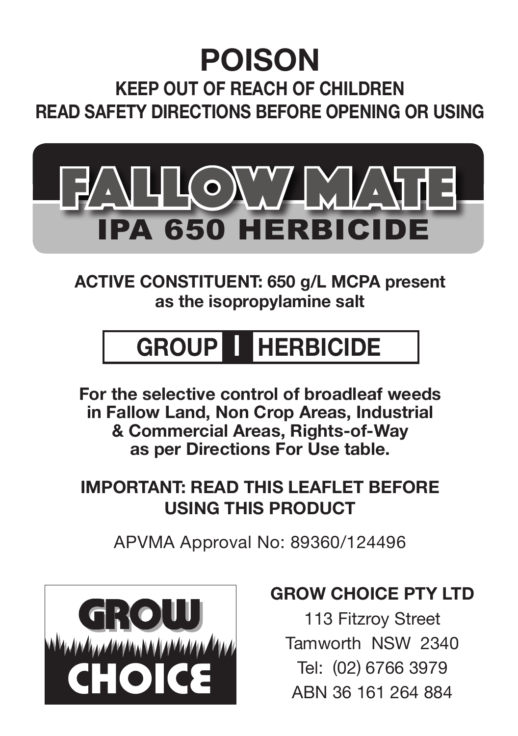# POISON

**KEEP OUT OF REACH OF CHILDREN**
**READ SAFETY DIRECTIONS BEFORE OPENING OR USING**

# FALLOW MATE

## IPA 650 HERBICIDE

**ACTIVE CONSTITUENT: 650 g/L MCPA present as the isopropylamine salt**

**GROUP I HERBICIDE**

**For the selective control of broadleaf weeds in Fallow Land, Non Crop Areas, Industrial & Commercial Areas, Rights-of-Way as per Directions For Use table.**

**IMPORTANT: READ THIS LEAFLET BEFORE USING THIS PRODUCT**

APVMA Approval No: 89360/124496

GROW CHOICE

**GROW CHOICE PTY LTD**

113 Fitzroy Street
Tamworth NSW 2340
Tel: (02) 6766 3979
ABN 36 161 264 884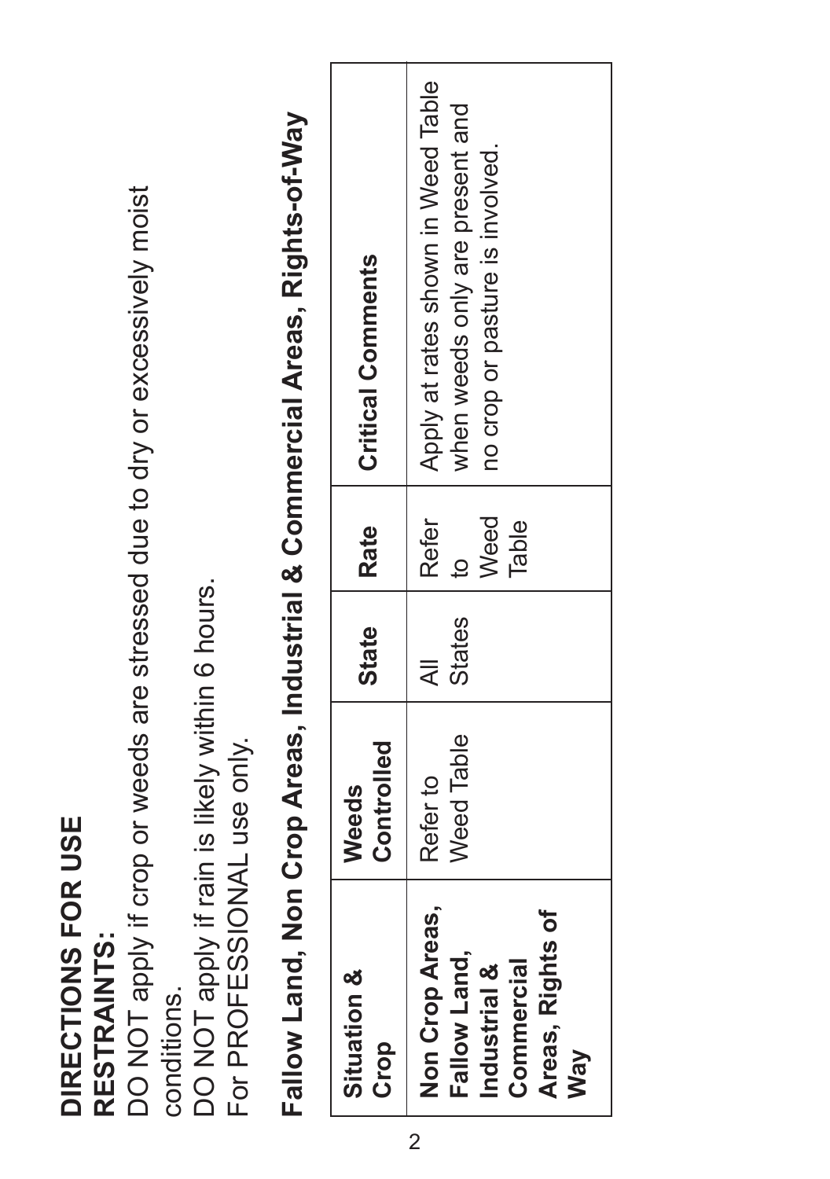# DIRECTIONS FOR USE

**RESTRAINTS:**

DO NOT apply if crop or weeds are stressed due to dry or excessively moist conditions.

DO NOT apply if rain is likely within 6 hours.

For PROFESSIONAL use only.

## Fallow Land, Non Crop Areas, Industrial & Commercial Areas, Rights-of-Way

| Situation & Crop | Weeds Controlled | State | Rate | Critical Comments |
|---|---|---|---|---|
| **Non Crop Areas, Fallow Land, Industrial & Commercial Areas, Rights of Way** | Refer to Weed Table | All States | Refer to Weed Table | Apply at rates shown in Weed Table when weeds only are present and no crop or pasture is involved. |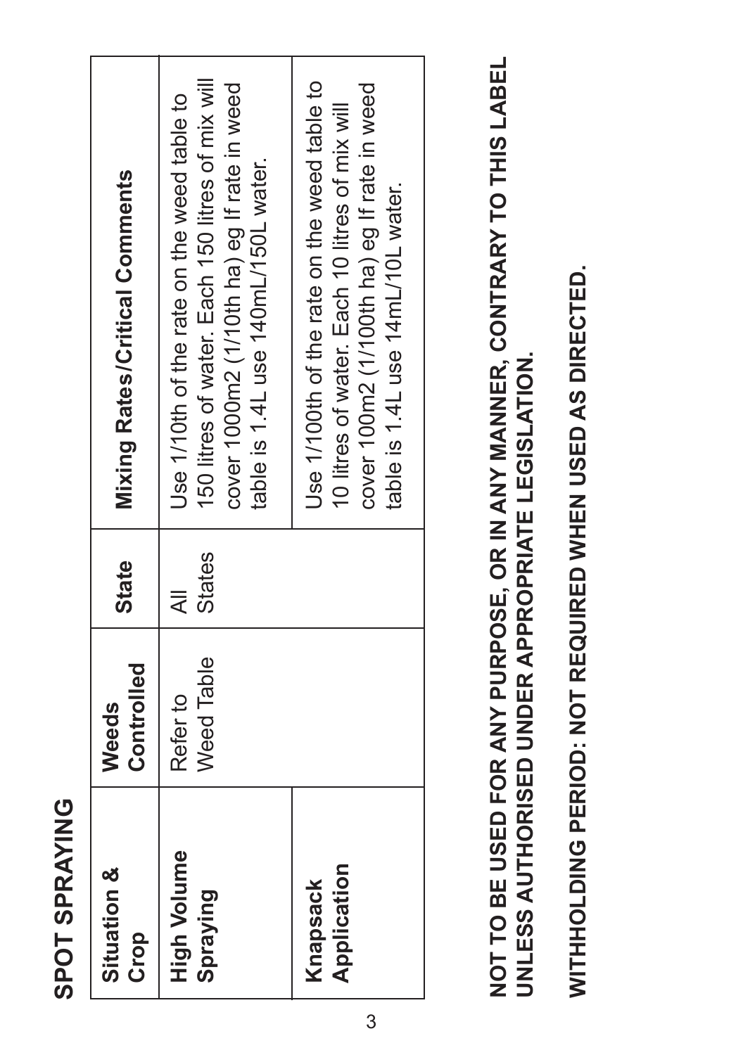## SPOT SPRAYING

| Situation & Crop | Weeds Controlled | State | Mixing Rates/Critical Comments |
|---|---|---|---|
| **High Volume Spraying** | Refer to Weed Table | All States | Use 1/10th of the rate on the weed table to 150 litres of water. Each 150 litres of mix will cover 1000m2 (1/10th ha) eg If rate in weed table is 1.4L use 140mL/150L water. |
| **Knapsack Application** | | | Use 1/100th of the rate on the weed table to 10 litres of water. Each 10 litres of mix will cover 100m2 (1/100th ha) eg If rate in weed table is 1.4L use 14mL/10L water. |

**NOT TO BE USED FOR ANY PURPOSE, OR IN ANY MANNER, CONTRARY TO THIS LABEL UNLESS AUTHORISED UNDER APPROPRIATE LEGISLATION.**

**WITHHOLDING PERIOD: NOT REQUIRED WHEN USED AS DIRECTED.**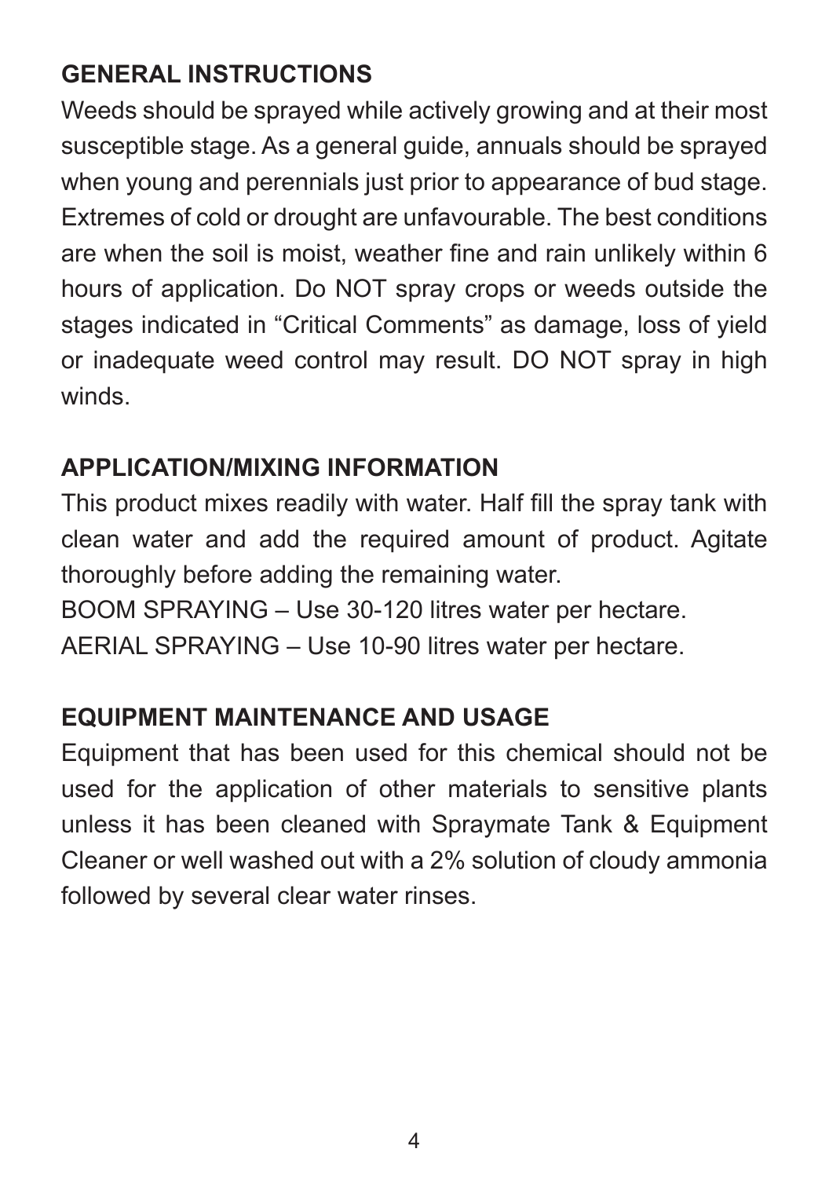## GENERAL INSTRUCTIONS

Weeds should be sprayed while actively growing and at their most susceptible stage. As a general guide, annuals should be sprayed when young and perennials just prior to appearance of bud stage. Extremes of cold or drought are unfavourable. The best conditions are when the soil is moist, weather fine and rain unlikely within 6 hours of application. Do NOT spray crops or weeds outside the stages indicated in "Critical Comments" as damage, loss of yield or inadequate weed control may result. DO NOT spray in high winds.

## APPLICATION/MIXING INFORMATION

This product mixes readily with water. Half fill the spray tank with clean water and add the required amount of product. Agitate thoroughly before adding the remaining water.

BOOM SPRAYING – Use 30-120 litres water per hectare.

AERIAL SPRAYING – Use 10-90 litres water per hectare.

## EQUIPMENT MAINTENANCE AND USAGE

Equipment that has been used for this chemical should not be used for the application of other materials to sensitive plants unless it has been cleaned with Spraymate Tank & Equipment Cleaner or well washed out with a 2% solution of cloudy ammonia followed by several clear water rinses.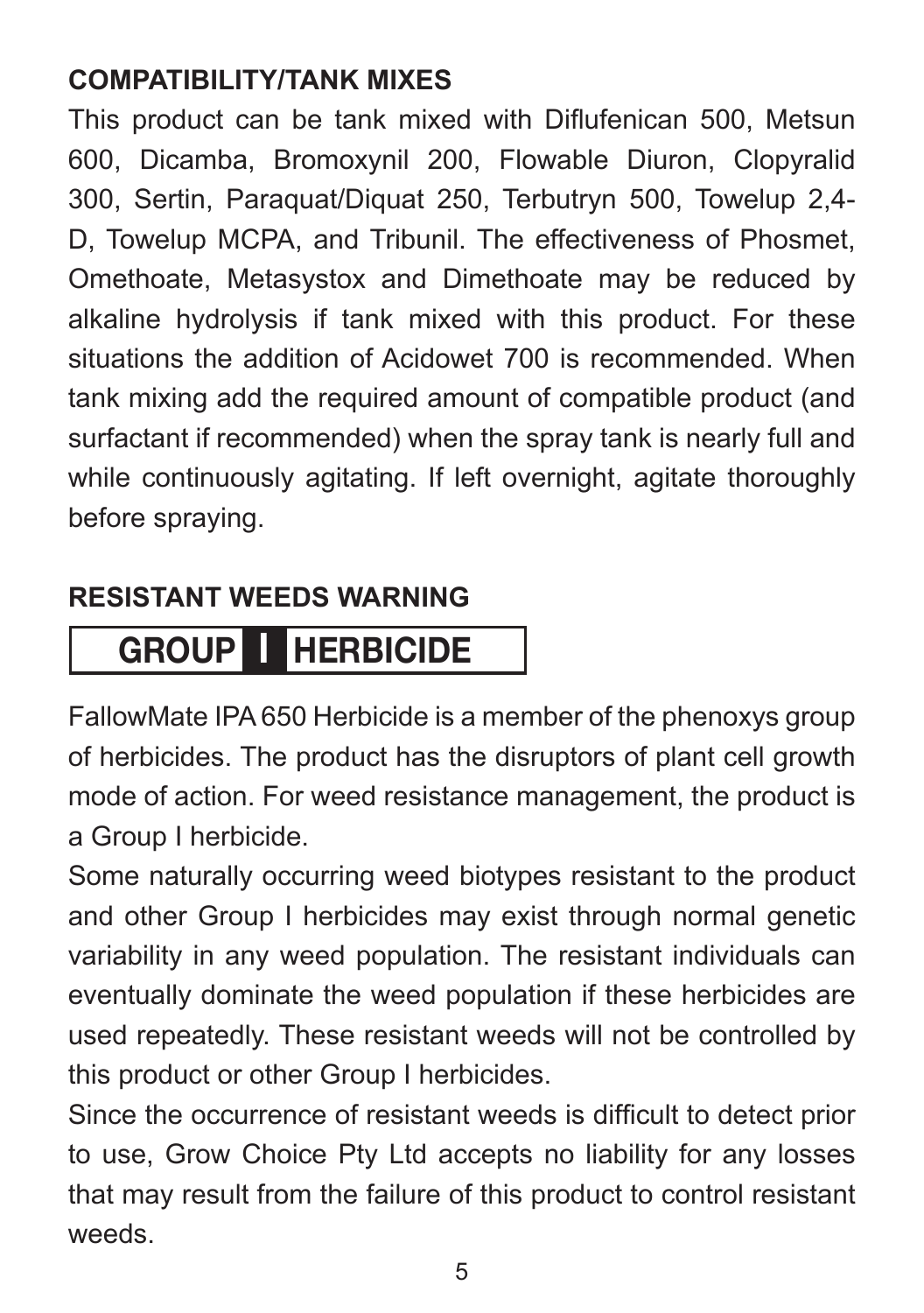## COMPATIBILITY/TANK MIXES

This product can be tank mixed with Diflufenican 500, Metsun 600, Dicamba, Bromoxynil 200, Flowable Diuron, Clopyralid 300, Sertin, Paraquat/Diquat 250, Terbutryn 500, Towelup 2,4-D, Towelup MCPA, and Tribunil. The effectiveness of Phosmet, Omethoate, Metasystox and Dimethoate may be reduced by alkaline hydrolysis if tank mixed with this product. For these situations the addition of Acidowet 700 is recommended. When tank mixing add the required amount of compatible product (and surfactant if recommended) when the spray tank is nearly full and while continuously agitating. If left overnight, agitate thoroughly before spraying.

## RESISTANT WEEDS WARNING

**GROUP I HERBICIDE**

FallowMate IPA 650 Herbicide is a member of the phenoxys group of herbicides. The product has the disruptors of plant cell growth mode of action. For weed resistance management, the product is a Group I herbicide.

Some naturally occurring weed biotypes resistant to the product and other Group I herbicides may exist through normal genetic variability in any weed population. The resistant individuals can eventually dominate the weed population if these herbicides are used repeatedly. These resistant weeds will not be controlled by this product or other Group I herbicides.

Since the occurrence of resistant weeds is difficult to detect prior to use, Grow Choice Pty Ltd accepts no liability for any losses that may result from the failure of this product to control resistant weeds.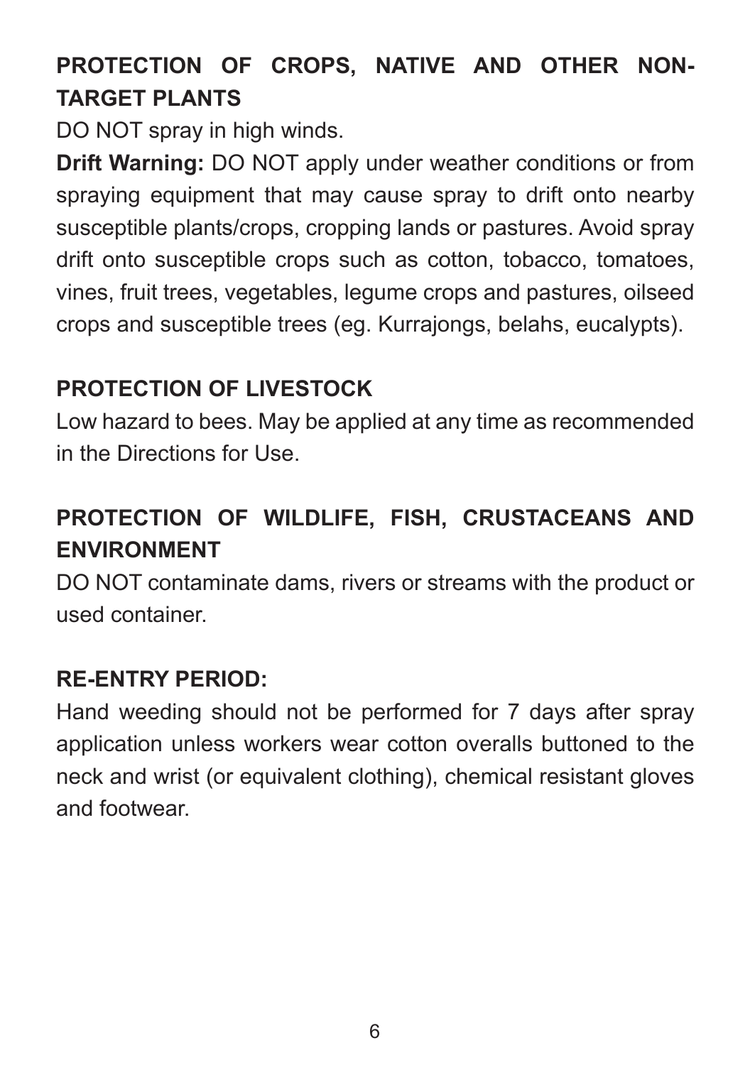## PROTECTION OF CROPS, NATIVE AND OTHER NON-TARGET PLANTS

DO NOT spray in high winds.

**Drift Warning:** DO NOT apply under weather conditions or from spraying equipment that may cause spray to drift onto nearby susceptible plants/crops, cropping lands or pastures. Avoid spray drift onto susceptible crops such as cotton, tobacco, tomatoes, vines, fruit trees, vegetables, legume crops and pastures, oilseed crops and susceptible trees (eg. Kurrajongs, belahs, eucalypts).

## PROTECTION OF LIVESTOCK

Low hazard to bees. May be applied at any time as recommended in the Directions for Use.

## PROTECTION OF WILDLIFE, FISH, CRUSTACEANS AND ENVIRONMENT

DO NOT contaminate dams, rivers or streams with the product or used container.

## RE-ENTRY PERIOD:

Hand weeding should not be performed for 7 days after spray application unless workers wear cotton overalls buttoned to the neck and wrist (or equivalent clothing), chemical resistant gloves and footwear.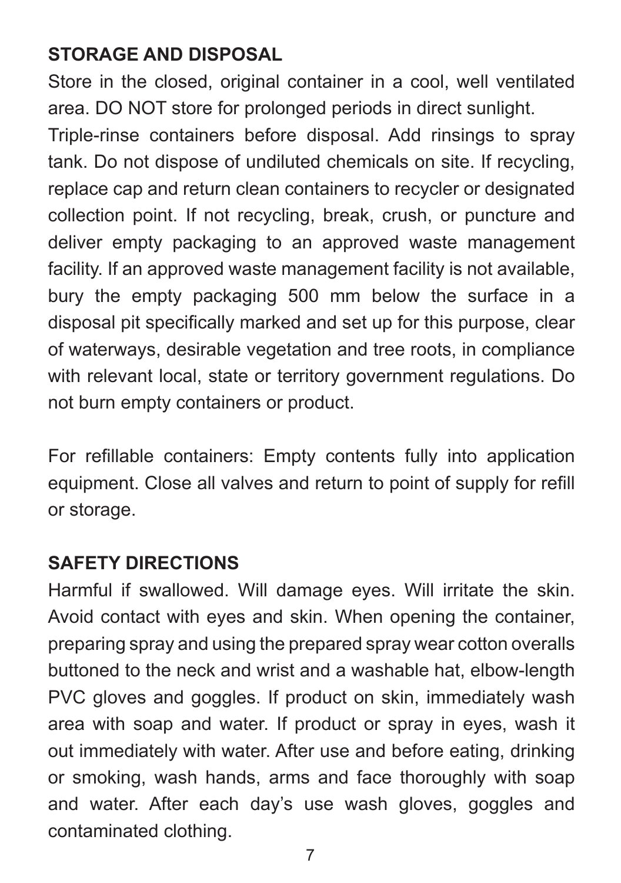## STORAGE AND DISPOSAL

Store in the closed, original container in a cool, well ventilated area. DO NOT store for prolonged periods in direct sunlight.

Triple-rinse containers before disposal. Add rinsings to spray tank. Do not dispose of undiluted chemicals on site. If recycling, replace cap and return clean containers to recycler or designated collection point. If not recycling, break, crush, or puncture and deliver empty packaging to an approved waste management facility. If an approved waste management facility is not available, bury the empty packaging 500 mm below the surface in a disposal pit specifically marked and set up for this purpose, clear of waterways, desirable vegetation and tree roots, in compliance with relevant local, state or territory government regulations. Do not burn empty containers or product.

For refillable containers: Empty contents fully into application equipment. Close all valves and return to point of supply for refill or storage.

## SAFETY DIRECTIONS

Harmful if swallowed. Will damage eyes. Will irritate the skin. Avoid contact with eyes and skin. When opening the container, preparing spray and using the prepared spray wear cotton overalls buttoned to the neck and wrist and a washable hat, elbow-length PVC gloves and goggles. If product on skin, immediately wash area with soap and water. If product or spray in eyes, wash it out immediately with water. After use and before eating, drinking or smoking, wash hands, arms and face thoroughly with soap and water. After each day's use wash gloves, goggles and contaminated clothing.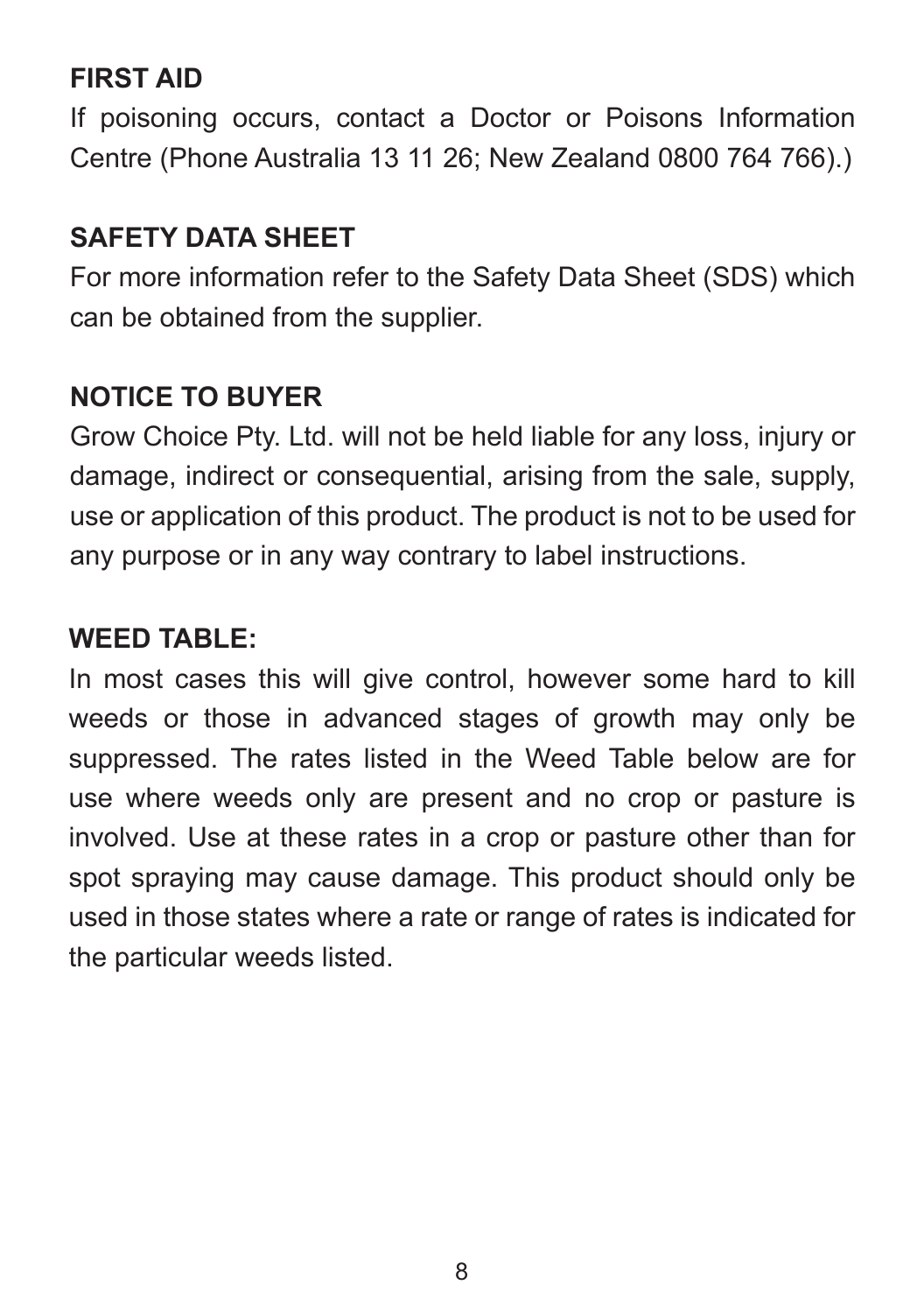**FIRST AID**

If poisoning occurs, contact a Doctor or Poisons Information Centre (Phone Australia 13 11 26; New Zealand 0800 764 766).)

**SAFETY DATA SHEET**

For more information refer to the Safety Data Sheet (SDS) which can be obtained from the supplier.

**NOTICE TO BUYER**

Grow Choice Pty. Ltd. will not be held liable for any loss, injury or damage, indirect or consequential, arising from the sale, supply, use or application of this product. The product is not to be used for any purpose or in any way contrary to label instructions.

**WEED TABLE:**

In most cases this will give control, however some hard to kill weeds or those in advanced stages of growth may only be suppressed. The rates listed in the Weed Table below are for use where weeds only are present and no crop or pasture is involved. Use at these rates in a crop or pasture other than for spot spraying may cause damage. This product should only be used in those states where a rate or range of rates is indicated for the particular weeds listed.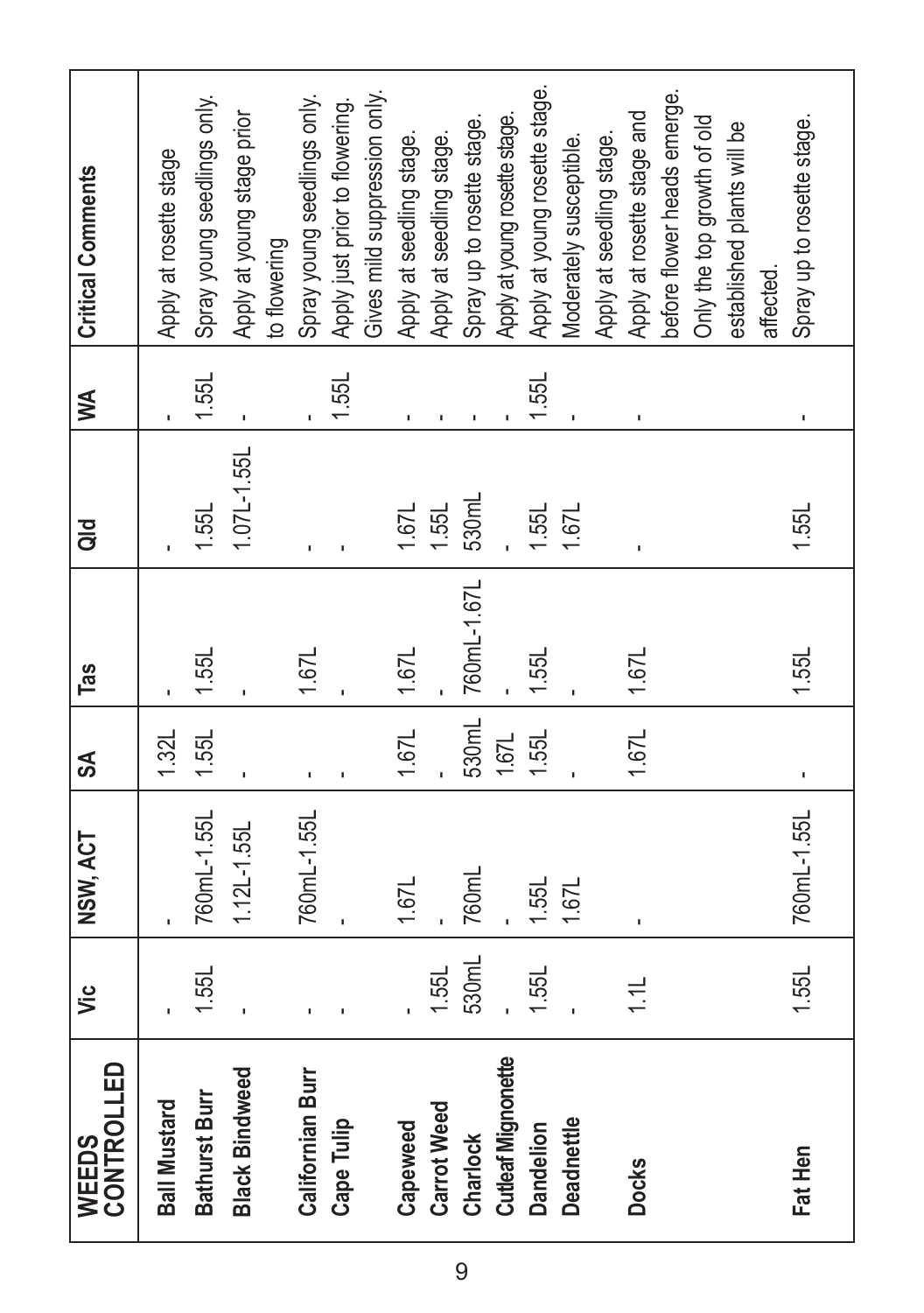| WEEDS CONTROLLED | Vic | NSW, ACT | SA | Tas | Qld | WA | Critical Comments |
|---|---|---|---|---|---|---|---|
| Ball Mustard | - | - | 1.32L | - | - | - | Apply at rosette stage |
| Bathurst Burr | 1.55L | 760mL-1.55L | 1.55L | 1.55L | 1.55L | 1.55L | Spray young seedlings only. |
| Black Bindweed | - | 1.12L-1.55L | - | - | 1.07L-1.55L | - | Apply at young stage prior to flowering |
| Californian Burr | - | 760mL-1.55L | - | 1.67L | - | - | Spray young seedlings only. |
| Cape Tulip | - | - | - | - | - | 1.55L | Apply just prior to flowering. Gives mild suppression only. |
| Capeweed | - | 1.67L | 1.67L | 1.67L | 1.67L | - | Apply at seedling stage. |
| Carrot Weed | 1.55L | - | - | - | 1.55L | - | Apply at seedling stage. |
| Charlock | 530mL | 760mL | 530mL | 760mL-1.67L | 530mL | - | Spray up to rosette stage. |
| Cutleaf Mignonette | - | - | 1.67L | - | - | - | Apply at young rosette stage. |
| Dandelion | 1.55L | 1.55L | 1.55L | 1.55L | 1.55L | 1.55L | Apply at young rosette stage. |
| Deadnettle | - | 1.67L | - | - | 1.67L | - | Moderately susceptible. Apply at seedling stage. |
| Docks | 1.1L | - | 1.67L | 1.67L | - | - | Apply at rosette stage and before flower heads emerge. Only the top growth of old established plants will be affected. |
| Fat Hen | 1.55L | 760mL-1.55L | - | 1.55L | 1.55L | - | Spray up to rosette stage. |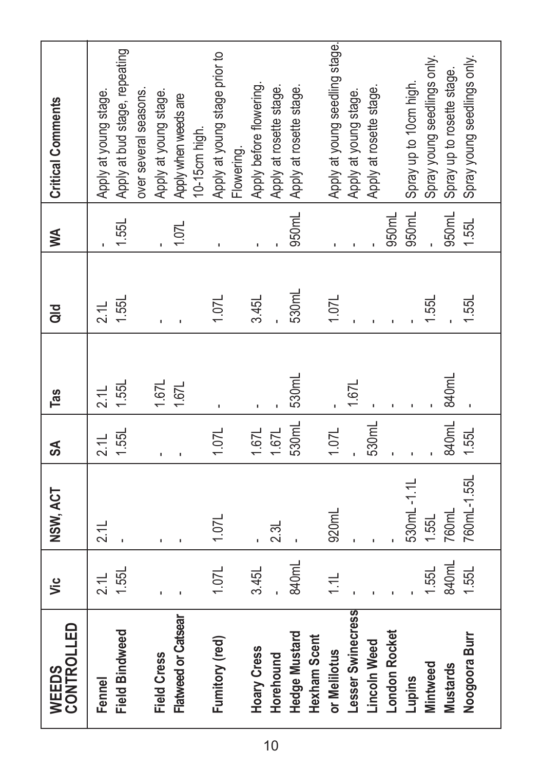| WEEDS CONTROLLED | Vic | NSW, ACT | SA | Tas | Qld | WA | Critical Comments |
|---|---|---|---|---|---|---|---|
| **Fennel** | 2.1L | 2.1L | 2.1L | 2.1L | 2.1L | - | Apply at young stage. |
| **Field Bindweed** | 1.55L | - | 1.55L | 1.55L | 1.55L | 1.55L | Apply at bud stage, repeating over several seasons. |
| **Field Cress** | - | - | - | 1.67L | - | - | Apply at young stage. |
| **Flatweed or Catsear** | - | - | - | 1.67L | - | 1.07L | Apply when weeds are 10-15cm high. |
| **Fumitory (red)** | 1.07L | 1.07L | 1.07L | - | 1.07L | - | Apply at young stage prior to Flowering. |
| **Hoary Cress** | 3.45L | - | 1.67L | - | 3.45L | - | Apply before flowering. |
| **Horehound** | - | 2.3L | 1.67L | - | - | - | Apply at rosette stage. |
| **Hedge Mustard** | 840mL | - | 530mL | 530mL | 530mL | 950mL | Apply at rosette stage. |
| **Hexham Scent or Melilotus** | 1.1L | 920mL | 1.07L | - | 1.07L | - | Apply at young seedling stage. |
| **Lesser Swinecress** | - | - | - | 1.67L | - | - | Apply at young stage. |
| **Lincoln Weed** | - | - | 530mL | - | - | - | Apply at rosette stage. |
| **London Rocket** | - | - | - | - | - | 950mL | |
| **Lupins** | - | 530mL -1.1L | - | - | - | 950mL | Spray up to 10cm high. |
| **Mintweed** | 1.55L | 1.55L | - | - | 1.55L | - | Spray young seedlings only. |
| **Mustards** | 840mL | 760mL | 840mL | 840mL | - | 950mL | Spray up to rosette stage. |
| **Noogoora Burr** | 1.55L | 760mL-1.55L | 1.55L | - | 1.55L | 1.55L | Spray young seedlings only. |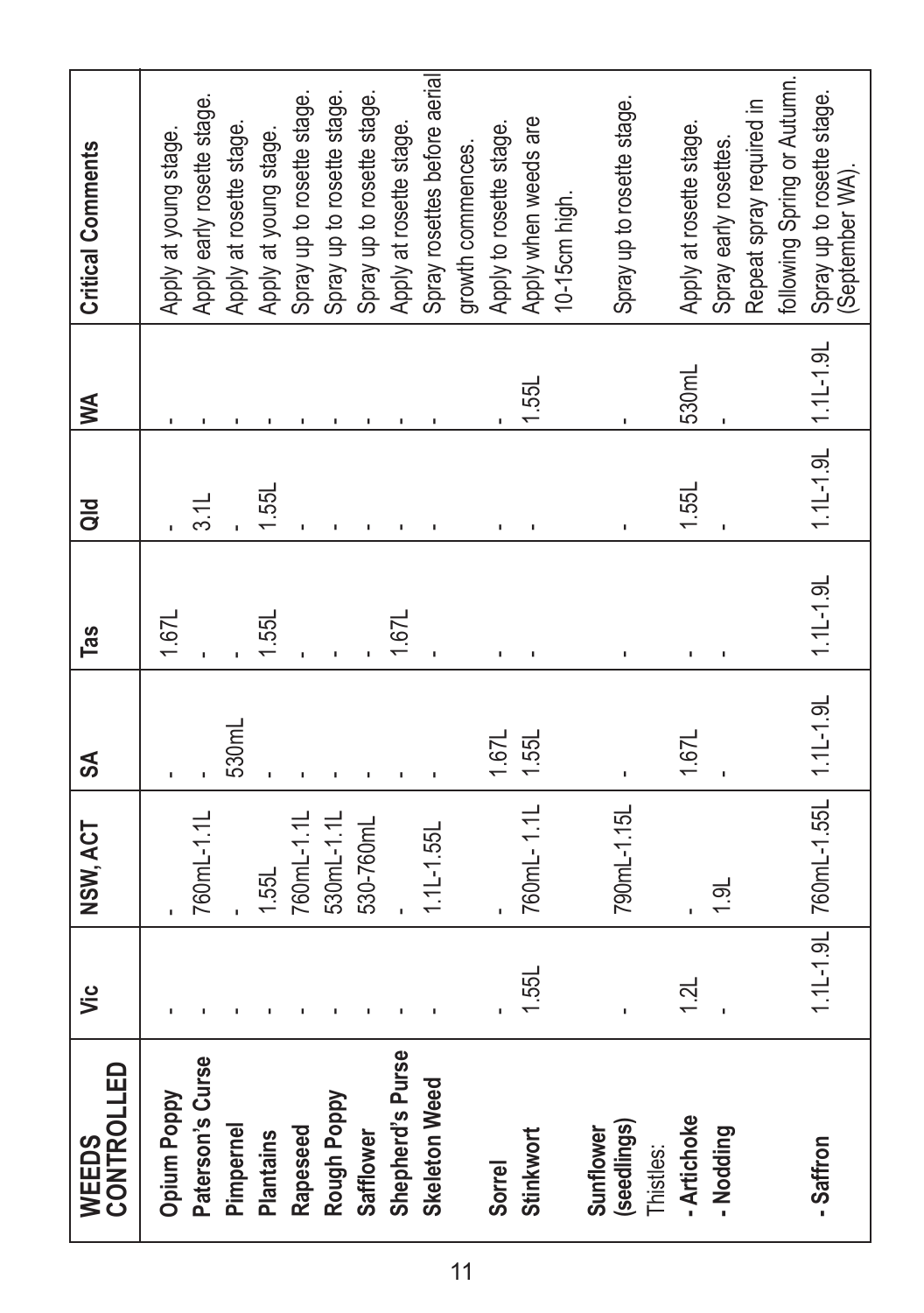| WEEDS CONTROLLED | Vic | NSW, ACT | SA | Tas | Qld | WA | Critical Comments |
|---|---|---|---|---|---|---|---|
| **Opium Poppy** | - | - | - | 1.67L | - | - | Apply at young stage. |
| **Paterson's Curse** | - | 760mL-1.1L | - | - | 3.1L | - | Apply early rosette stage. |
| **Pimpernel** | - | - | 530mL | - | - | - | Apply at rosette stage. |
| **Plantains** | - | 1.55L | - | 1.55L | 1.55L | - | Apply at young stage. |
| **Rapeseed** | - | 760mL-1.1L | - | - | - | - | Spray up to rosette stage. |
| **Rough Poppy** | - | 530mL-1.1L | - | - | - | - | Spray up to rosette stage. |
| **Safflower** | - | 530-760mL | - | - | - | - | Spray up to rosette stage. |
| **Shepherd's Purse** | - | - | - | 1.67L | - | - | Apply at rosette stage. |
| **Skeleton Weed** | - | 1.1L-1.55L | - | - | - | - | Spray rosettes before aerial growth commences. |
| **Sorrel** | - | - | 1.67L | - | - | - | Apply to rosette stage. |
| **Stinkwort** | 1.55L | 760mL- 1.1L | 1.55L | - | - | 1.55L | Apply when weeds are 10-15cm high. |
| **Sunflower (seedlings)** | - | 790mL-1.15L | - | - | - | - | Spray up to rosette stage. |
| Thistles: | | | | | | | |
| **- Artichoke** | 1.2L | - | 1.67L | - | 1.55L | 530mL | Apply at rosette stage. |
| **- Nodding** | - | 1.9L | - | - | - | - | Spray early rosettes. Repeat spray required in following Spring or Autumn. |
| **- Saffron** | 1.1L-1.9L | 760mL-1.55L | 1.1L-1.9L | 1.1L-1.9L | 1.1L-1.9L | 1.1L-1.9L | Spray up to rosette stage. (September WA). |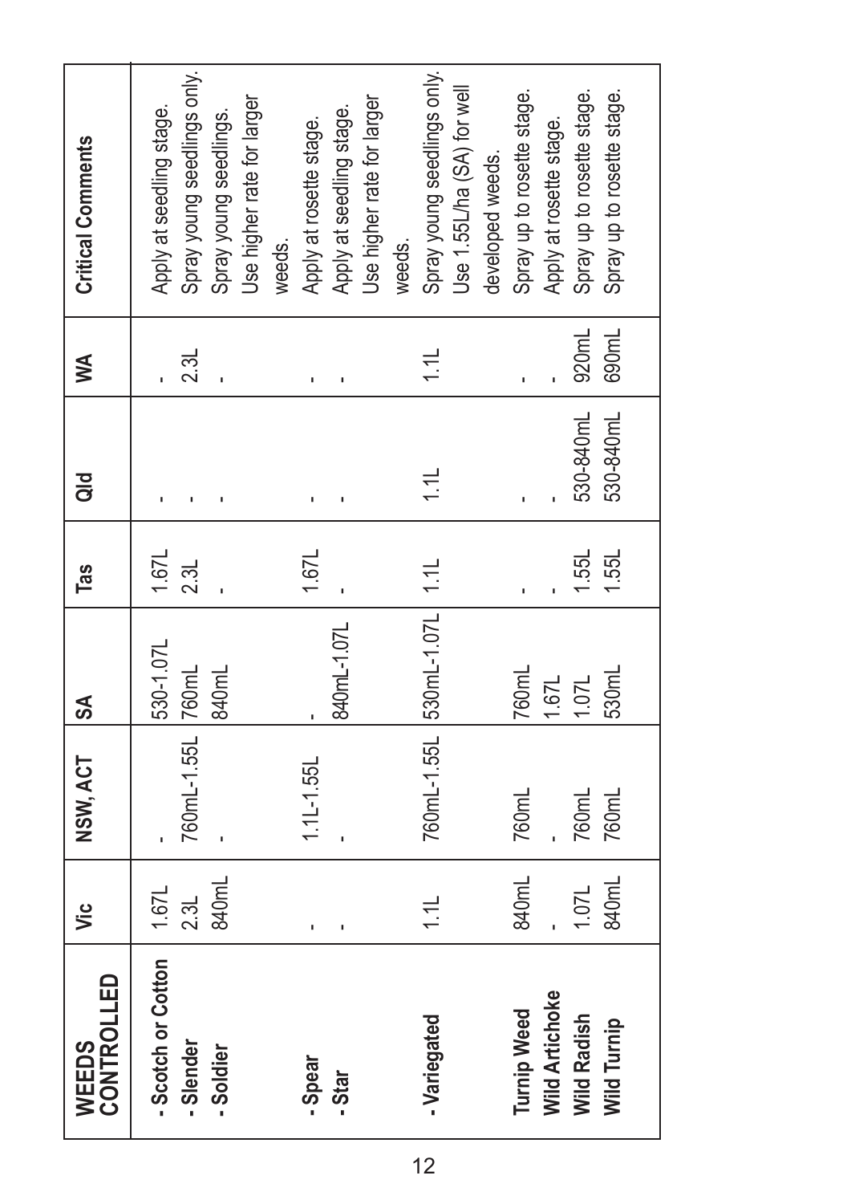| WEEDS CONTROLLED | Vic | NSW, ACT | SA | Tas | Qld | WA | Critical Comments |
|---|---|---|---|---|---|---|---|
| - Scotch or Cotton | 1.67L | - | 530-1.07L | 1.67L | - | - | Apply at seedling stage. |
| - Slender | 2.3L | 760mL-1.55L | 760mL | 2.3L | - | 2.3L | Spray young seedlings only. |
| - Soldier | 840mL | - | 840mL | - | - | - | Spray young seedlings. Use higher rate for larger weeds. |
| - Spear | - | 1.1L-1.55L | - | 1.67L | - | - | Apply at rosette stage. |
| - Star | - | - | 840mL-1.07L | - | - | - | Apply at seedling stage. Use higher rate for larger weeds. |
| - Variegated | 1.1L | 760mL-1.55L | 530mL-1.07L | 1.1L | 1.1L | 1.1L | Spray young seedlings only. Use 1.55L/ha (SA) for well developed weeds. |
| Turnip Weed | 840mL | 760mL | 760mL | - | - | - | Spray up to rosette stage. |
| Wild Artichoke | - | - | 1.67L | - | - | - | Apply at rosette stage. |
| Wild Radish | 1.07L | 760mL | 1.07L | 1.55L | 530-840mL | 920mL | Spray up to rosette stage. |
| Wild Turnip | 840mL | 760mL | 530mL | 1.55L | 530-840mL | 690mL | Spray up to rosette stage. |